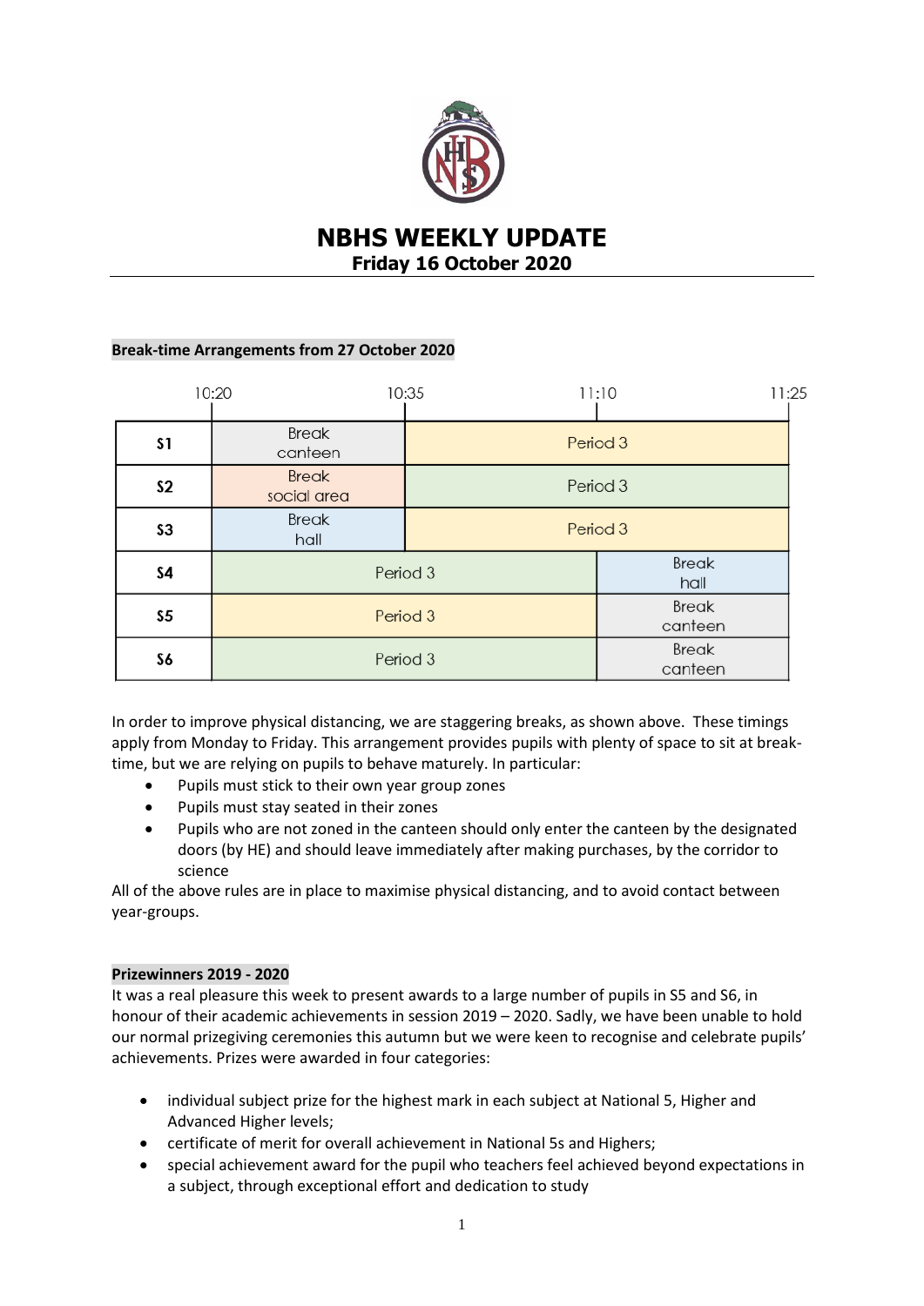# NBHS WEEKLY UPDATE

**Friday 16 October 2020**

## Break-time Arrangements from 27 October 2020

| | 10:20 – 10:35 | 10:35 – 11:10 | 11:10 – 11:25 |
|---|---|---|---|
| **S1** | Break canteen | Period 3 | Period 3 |
| **S2** | Break social area | Period 3 | Period 3 |
| **S3** | Break hall | Period 3 | Period 3 |
| **S4** | Period 3 | Period 3 | Break hall |
| **S5** | Period 3 | Period 3 | Break canteen |
| **S6** | Period 3 | Period 3 | Break canteen |

In order to improve physical distancing, we are staggering breaks, as shown above. These timings apply from Monday to Friday. This arrangement provides pupils with plenty of space to sit at break-time, but we are relying on pupils to behave maturely. In particular:

- Pupils must stick to their own year group zones
- Pupils must stay seated in their zones
- Pupils who are not zoned in the canteen should only enter the canteen by the designated doors (by HE) and should leave immediately after making purchases, by the corridor to science

All of the above rules are in place to maximise physical distancing, and to avoid contact between year-groups.

## Prizewinners 2019 - 2020

It was a real pleasure this week to present awards to a large number of pupils in S5 and S6, in honour of their academic achievements in session 2019 – 2020. Sadly, we have been unable to hold our normal prizegiving ceremonies this autumn but we were keen to recognise and celebrate pupils' achievements. Prizes were awarded in four categories:

- individual subject prize for the highest mark in each subject at National 5, Higher and Advanced Higher levels;
- certificate of merit for overall achievement in National 5s and Highers;
- special achievement award for the pupil who teachers feel achieved beyond expectations in a subject, through exceptional effort and dedication to study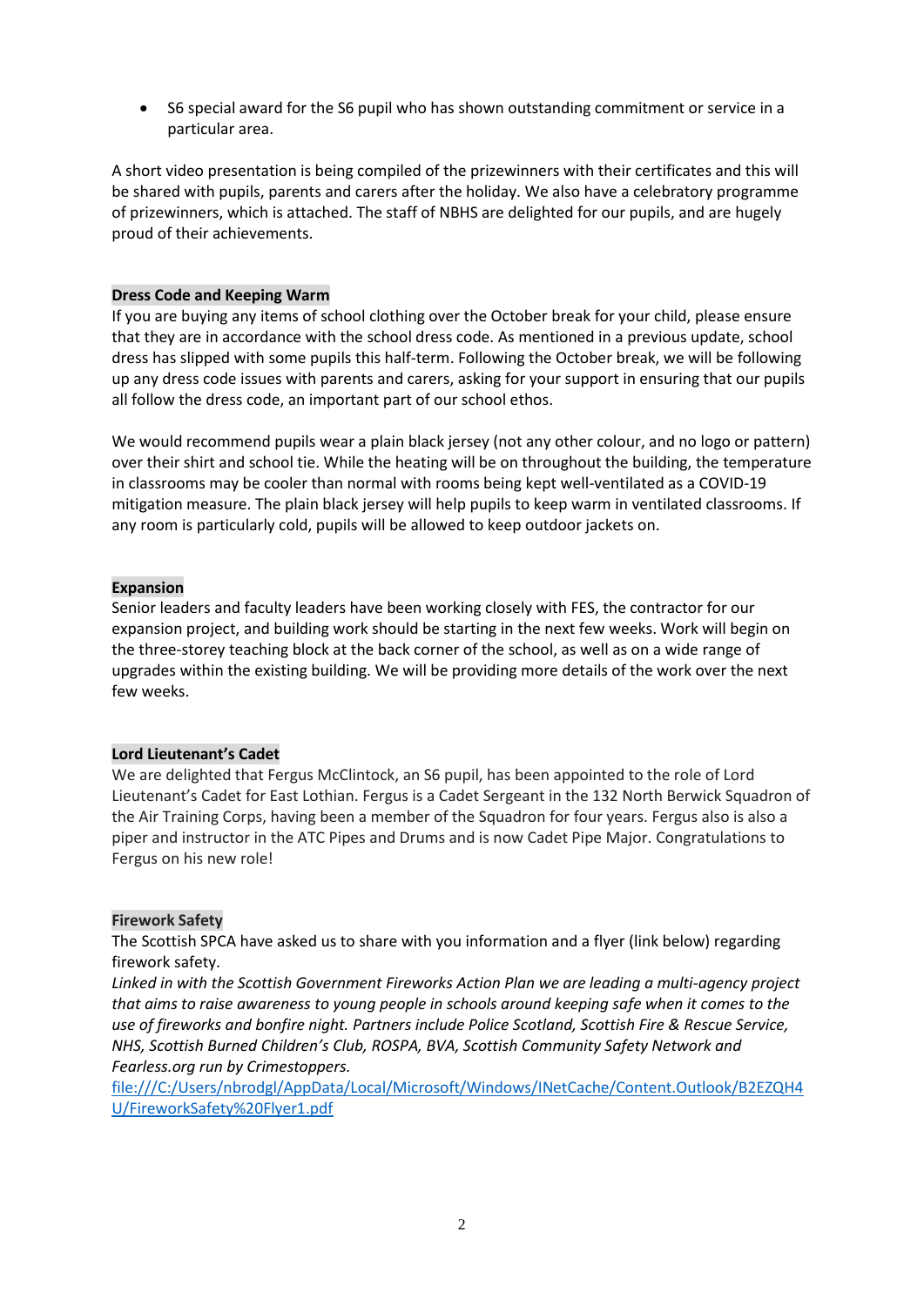- S6 special award for the S6 pupil who has shown outstanding commitment or service in a particular area.

A short video presentation is being compiled of the prizewinners with their certificates and this will be shared with pupils, parents and carers after the holiday. We also have a celebratory programme of prizewinners, which is attached. The staff of NBHS are delighted for our pupils, and are hugely proud of their achievements.

**Dress Code and Keeping Warm**

If you are buying any items of school clothing over the October break for your child, please ensure that they are in accordance with the school dress code. As mentioned in a previous update, school dress has slipped with some pupils this half-term. Following the October break, we will be following up any dress code issues with parents and carers, asking for your support in ensuring that our pupils all follow the dress code, an important part of our school ethos.

We would recommend pupils wear a plain black jersey (not any other colour, and no logo or pattern) over their shirt and school tie. While the heating will be on throughout the building, the temperature in classrooms may be cooler than normal with rooms being kept well-ventilated as a COVID-19 mitigation measure. The plain black jersey will help pupils to keep warm in ventilated classrooms. If any room is particularly cold, pupils will be allowed to keep outdoor jackets on.

**Expansion**

Senior leaders and faculty leaders have been working closely with FES, the contractor for our expansion project, and building work should be starting in the next few weeks. Work will begin on the three-storey teaching block at the back corner of the school, as well as on a wide range of upgrades within the existing building. We will be providing more details of the work over the next few weeks.

**Lord Lieutenant's Cadet**

We are delighted that Fergus McClintock, an S6 pupil, has been appointed to the role of Lord Lieutenant's Cadet for East Lothian. Fergus is a Cadet Sergeant in the 132 North Berwick Squadron of the Air Training Corps, having been a member of the Squadron for four years. Fergus also is also a piper and instructor in the ATC Pipes and Drums and is now Cadet Pipe Major. Congratulations to Fergus on his new role!

**Firework Safety**

The Scottish SPCA have asked us to share with you information and a flyer (link below) regarding firework safety.

*Linked in with the Scottish Government Fireworks Action Plan we are leading a multi-agency project that aims to raise awareness to young people in schools around keeping safe when it comes to the use of fireworks and bonfire night. Partners include Police Scotland, Scottish Fire & Rescue Service, NHS, Scottish Burned Children's Club, ROSPA, BVA, Scottish Community Safety Network and Fearless.org run by Crimestoppers.*

[file:///C:/Users/nbrodgl/AppData/Local/Microsoft/Windows/INetCache/Content.Outlook/B2EZQH4U/FireworkSafety%20Flyer1.pdf](file:///C:/Users/nbrodgl/AppData/Local/Microsoft/Windows/INetCache/Content.Outlook/B2EZQH4U/FireworkSafety%20Flyer1.pdf)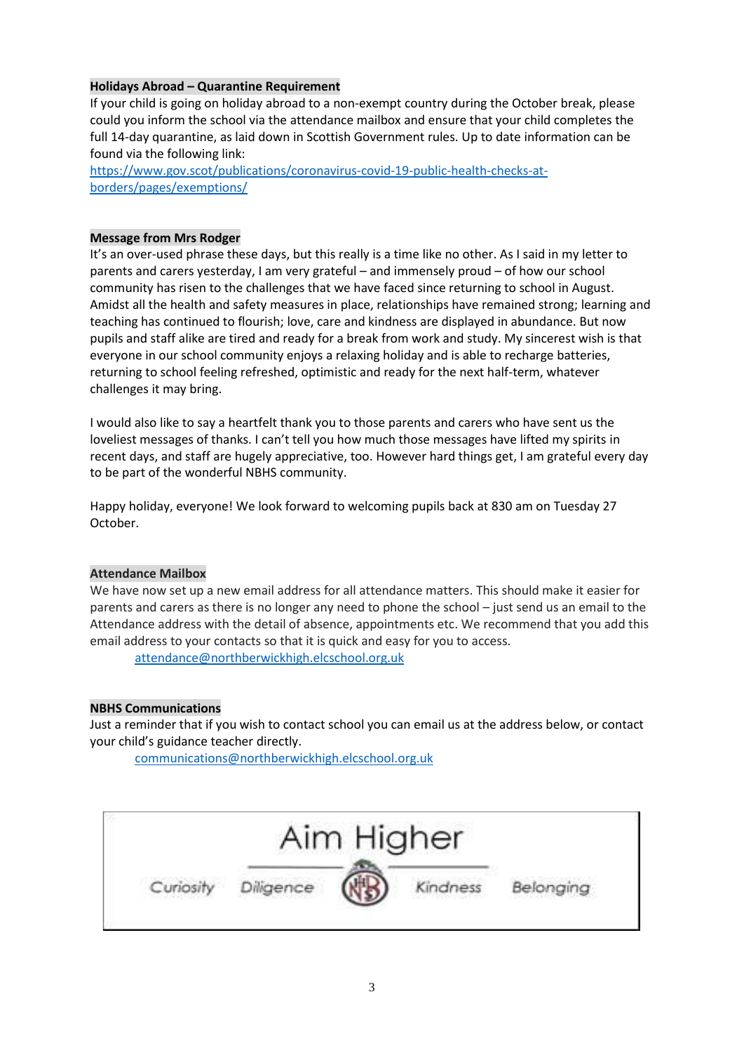**Holidays Abroad – Quarantine Requirement**

If your child is going on holiday abroad to a non-exempt country during the October break, please could you inform the school via the attendance mailbox and ensure that your child completes the full 14-day quarantine, as laid down in Scottish Government rules. Up to date information can be found via the following link:
[https://www.gov.scot/publications/coronavirus-covid-19-public-health-checks-at-borders/pages/exemptions/](https://www.gov.scot/publications/coronavirus-covid-19-public-health-checks-at-borders/pages/exemptions/)

**Message from Mrs Rodger**

It's an over-used phrase these days, but this really is a time like no other. As I said in my letter to parents and carers yesterday, I am very grateful – and immensely proud – of how our school community has risen to the challenges that we have faced since returning to school in August. Amidst all the health and safety measures in place, relationships have remained strong; learning and teaching has continued to flourish; love, care and kindness are displayed in abundance. But now pupils and staff alike are tired and ready for a break from work and study. My sincerest wish is that everyone in our school community enjoys a relaxing holiday and is able to recharge batteries, returning to school feeling refreshed, optimistic and ready for the next half-term, whatever challenges it may bring.

I would also like to say a heartfelt thank you to those parents and carers who have sent us the loveliest messages of thanks. I can't tell you how much those messages have lifted my spirits in recent days, and staff are hugely appreciative, too. However hard things get, I am grateful every day to be part of the wonderful NBHS community.

Happy holiday, everyone! We look forward to welcoming pupils back at 830 am on Tuesday 27 October.

**Attendance Mailbox**

We have now set up a new email address for all attendance matters. This should make it easier for parents and carers as there is no longer any need to phone the school – just send us an email to the Attendance address with the detail of absence, appointments etc. We recommend that you add this email address to your contacts so that it is quick and easy for you to access.

attendance@northberwickhigh.elcschool.org.uk

**NBHS Communications**

Just a reminder that if you wish to contact school you can email us at the address below, or contact your child's guidance teacher directly.

communications@northberwickhigh.elcschool.org.uk

Aim Higher

Curiosity Diligence Kindness Belonging